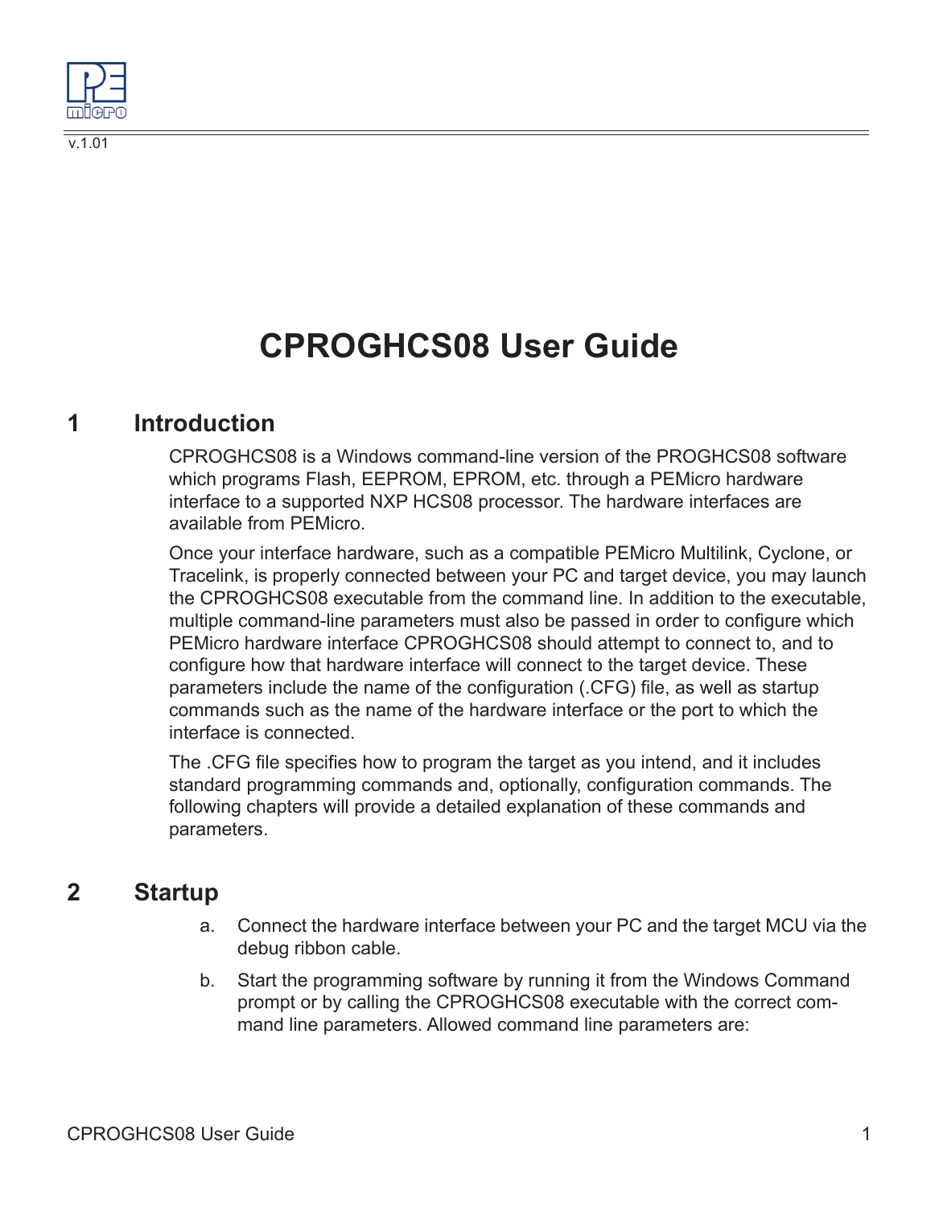v.1.01

# CPROGHCS08 User Guide

## 1 Introduction

CPROGHCS08 is a Windows command-line version of the PROGHCS08 software which programs Flash, EEPROM, EPROM, etc. through a PEMicro hardware interface to a supported NXP HCS08 processor. The hardware interfaces are available from PEMicro.

Once your interface hardware, such as a compatible PEMicro Multilink, Cyclone, or Tracelink, is properly connected between your PC and target device, you may launch the CPROGHCS08 executable from the command line. In addition to the executable, multiple command-line parameters must also be passed in order to configure which PEMicro hardware interface CPROGHCS08 should attempt to connect to, and to configure how that hardware interface will connect to the target device. These parameters include the name of the configuration (.CFG) file, as well as startup commands such as the name of the hardware interface or the port to which the interface is connected.

The .CFG file specifies how to program the target as you intend, and it includes standard programming commands and, optionally, configuration commands. The following chapters will provide a detailed explanation of these commands and parameters.

## 2 Startup

a. Connect the hardware interface between your PC and the target MCU via the debug ribbon cable.

b. Start the programming software by running it from the Windows Command prompt or by calling the CPROGHCS08 executable with the correct command line parameters. Allowed command line parameters are: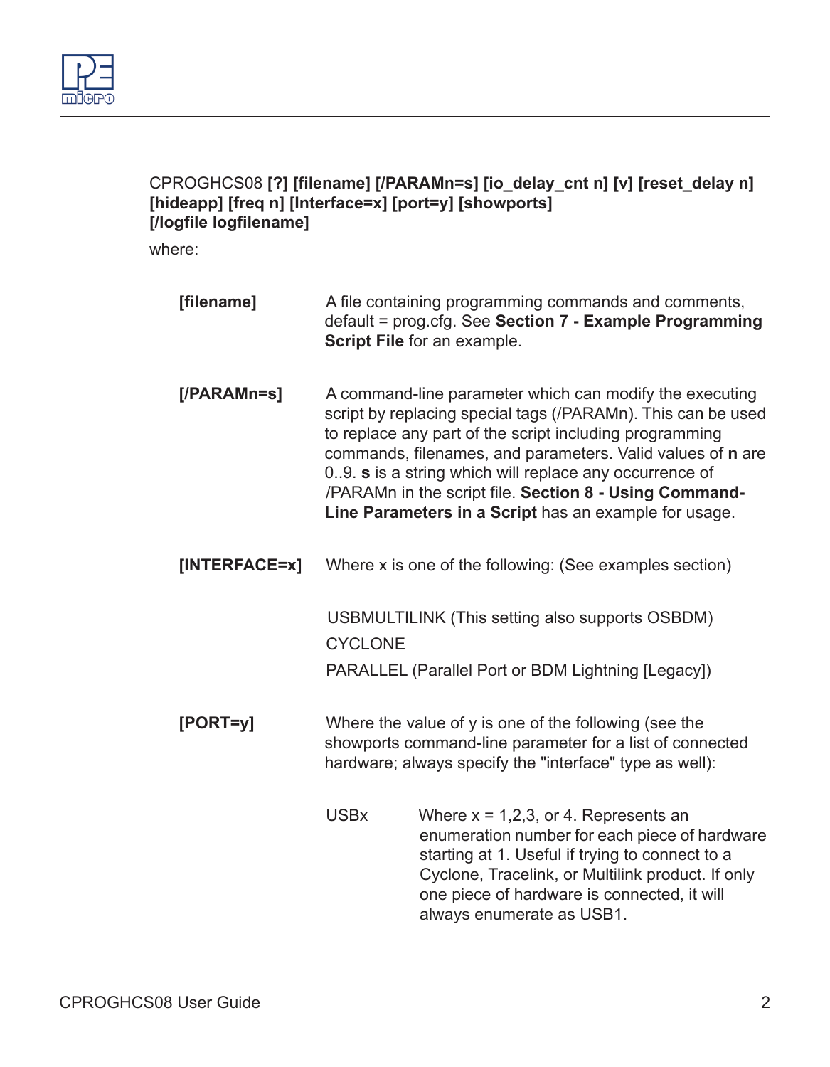CPROGHCS08 **[?] [filename] [/PARAMn=s] [io_delay_cnt n] [v] [reset_delay n] [hideapp] [freq n] [Interface=x] [port=y] [showports] [/logfile logfilename]**

where:

| | |
|---|---|
| **[filename]** | A file containing programming commands and comments, default = prog.cfg. See **Section 7 - Example Programming Script File** for an example. |
| **[/PARAMn=s]** | A command-line parameter which can modify the executing script by replacing special tags (/PARAMn). This can be used to replace any part of the script including programming commands, filenames, and parameters. Valid values of **n** are 0..9. **s** is a string which will replace any occurrence of /PARAMn in the script file. **Section 8 - Using Command-Line Parameters in a Script** has an example for usage. |
| **[INTERFACE=x]** | Where x is one of the following: (See examples section)<br><br>USBMULTILINK (This setting also supports OSBDM)<br>CYCLONE<br>PARALLEL (Parallel Port or BDM Lightning [Legacy]) |
| **[PORT=y]** | Where the value of y is one of the following (see the showports command-line parameter for a list of connected hardware; always specify the "interface" type as well):<br><br>USBx — Where x = 1,2,3, or 4. Represents an enumeration number for each piece of hardware starting at 1. Useful if trying to connect to a Cyclone, Tracelink, or Multilink product. If only one piece of hardware is connected, it will always enumerate as USB1. |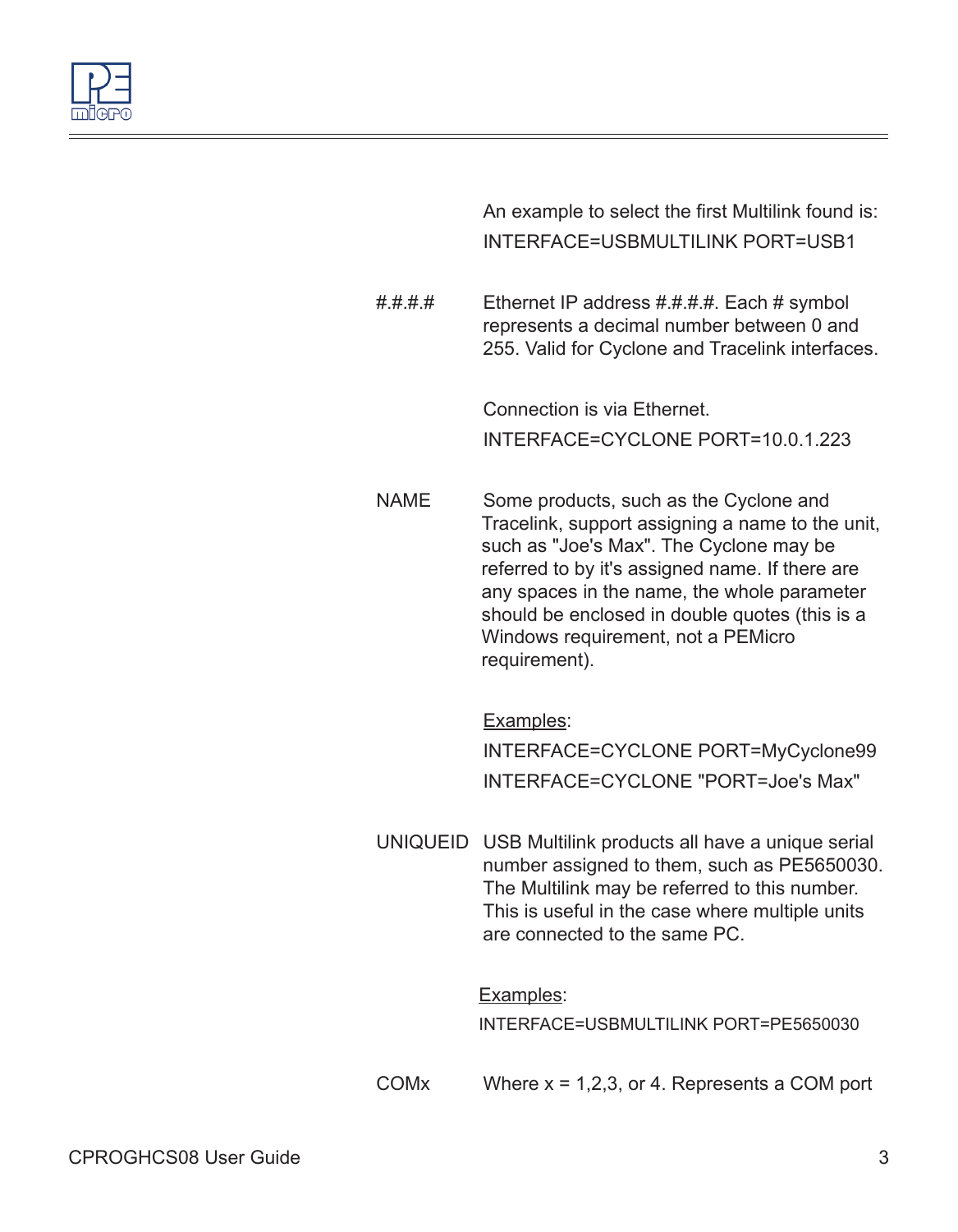An example to select the first Multilink found is:

INTERFACE=USBMULTILINK PORT=USB1

| | |
|---|---|
| #.#.#.# | Ethernet IP address #.#.#.#. Each # symbol represents a decimal number between 0 and 255. Valid for Cyclone and Tracelink interfaces.<br><br>Connection is via Ethernet.<br>INTERFACE=CYCLONE PORT=10.0.1.223 |
| NAME | Some products, such as the Cyclone and Tracelink, support assigning a name to the unit, such as "Joe's Max". The Cyclone may be referred to by it's assigned name. If there are any spaces in the name, the whole parameter should be enclosed in double quotes (this is a Windows requirement, not a PEMicro requirement).<br><br><u>Examples</u>:<br>INTERFACE=CYCLONE PORT=MyCyclone99<br>INTERFACE=CYCLONE "PORT=Joe's Max" |
| UNIQUEID | USB Multilink products all have a unique serial number assigned to them, such as PE5650030. The Multilink may be referred to this number. This is useful in the case where multiple units are connected to the same PC.<br><br><u>Examples</u>:<br>INTERFACE=USBMULTILINK PORT=PE5650030 |
| COMx | Where x = 1,2,3, or 4. Represents a COM port |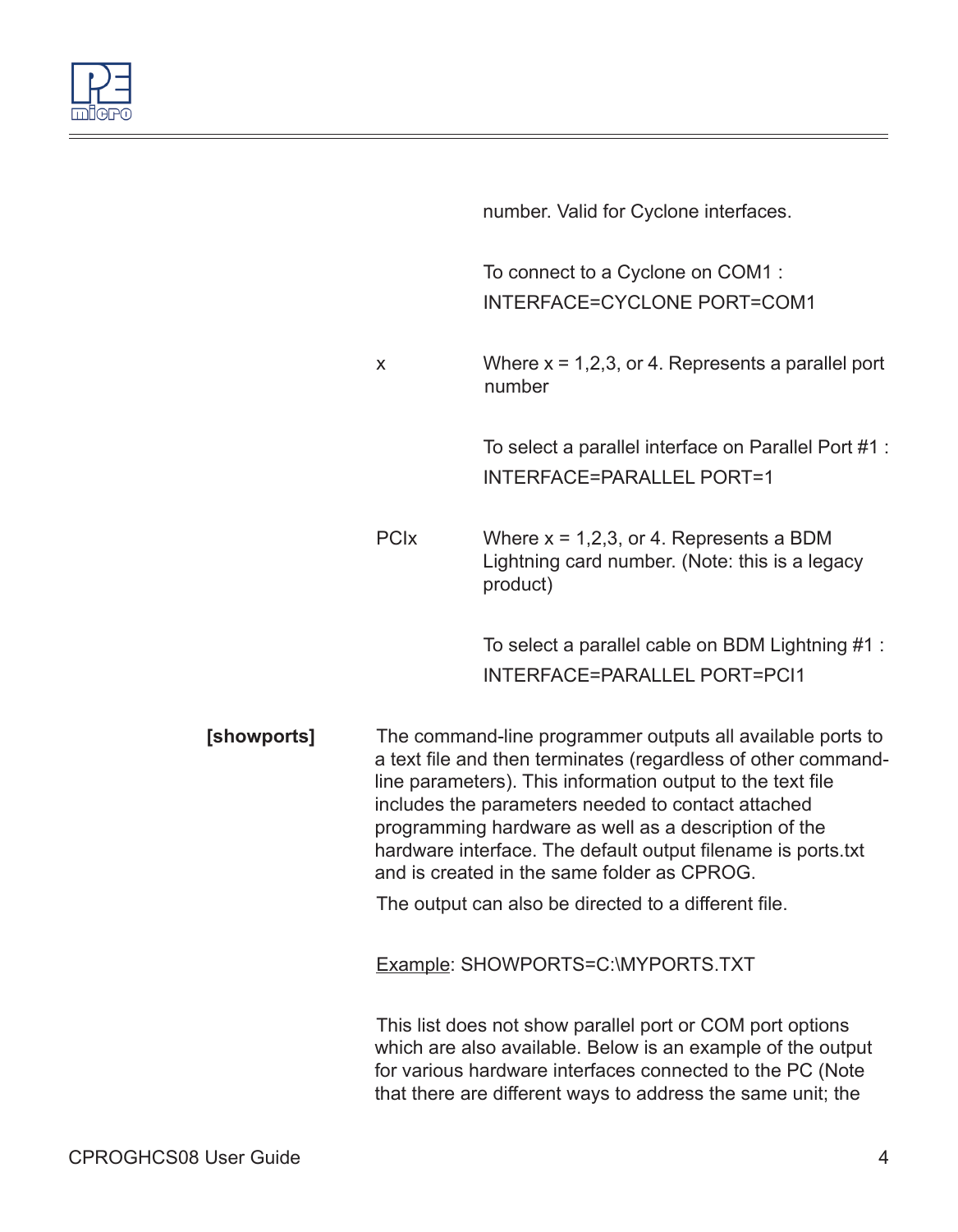| | | |
|---|---|---|
| | | number. Valid for Cyclone interfaces. |
| | | To connect to a Cyclone on COM1 :<br>INTERFACE=CYCLONE PORT=COM1 |
| | x | Where x = 1,2,3, or 4. Represents a parallel port number |
| | | To select a parallel interface on Parallel Port #1 :<br>INTERFACE=PARALLEL PORT=1 |
| | PCIx | Where x = 1,2,3, or 4. Represents a BDM Lightning card number. (Note: this is a legacy product) |
| | | To select a parallel cable on BDM Lightning #1 :<br>INTERFACE=PARALLEL PORT=PCI1 |

**[showports]** The command-line programmer outputs all available ports to a text file and then terminates (regardless of other command-line parameters). This information output to the text file includes the parameters needed to contact attached programming hardware as well as a description of the hardware interface. The default output filename is ports.txt and is created in the same folder as CPROG.

The output can also be directed to a different file.

Example: SHOWPORTS=C:\MYPORTS.TXT

This list does not show parallel port or COM port options which are also available. Below is an example of the output for various hardware interfaces connected to the PC (Note that there are different ways to address the same unit; the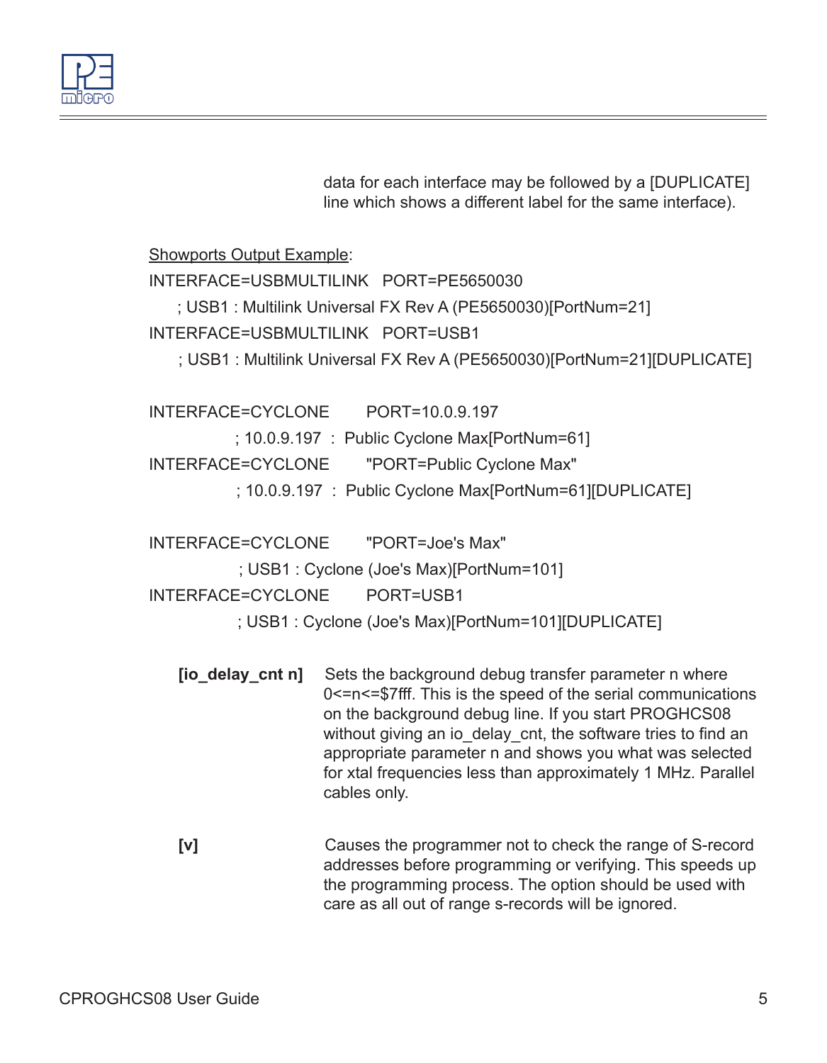data for each interface may be followed by a [DUPLICATE] line which shows a different label for the same interface).

Showports Output Example:

```
INTERFACE=USBMULTILINK   PORT=PE5650030
     ; USB1 : Multilink Universal FX Rev A (PE5650030)[PortNum=21]
INTERFACE=USBMULTILINK   PORT=USB1
     ; USB1 : Multilink Universal FX Rev A (PE5650030)[PortNum=21][DUPLICATE]

INTERFACE=CYCLONE       PORT=10.0.9.197
           ; 10.0.9.197  :  Public Cyclone Max[PortNum=61]
INTERFACE=CYCLONE       "PORT=Public Cyclone Max"
           ; 10.0.9.197  :  Public Cyclone Max[PortNum=61][DUPLICATE]

INTERFACE=CYCLONE       "PORT=Joe's Max"
           ; USB1 : Cyclone (Joe's Max)[PortNum=101]
INTERFACE=CYCLONE       PORT=USB1
           ; USB1 : Cyclone (Joe's Max)[PortNum=101][DUPLICATE]
```

**[io_delay_cnt n]** Sets the background debug transfer parameter n where 0<=n<=$7fff. This is the speed of the serial communications on the background debug line. If you start PROGHCS08 without giving an io_delay_cnt, the software tries to find an appropriate parameter n and shows you what was selected for xtal frequencies less than approximately 1 MHz. Parallel cables only.

**[v]** Causes the programmer not to check the range of S-record addresses before programming or verifying. This speeds up the programming process. The option should be used with care as all out of range s-records will be ignored.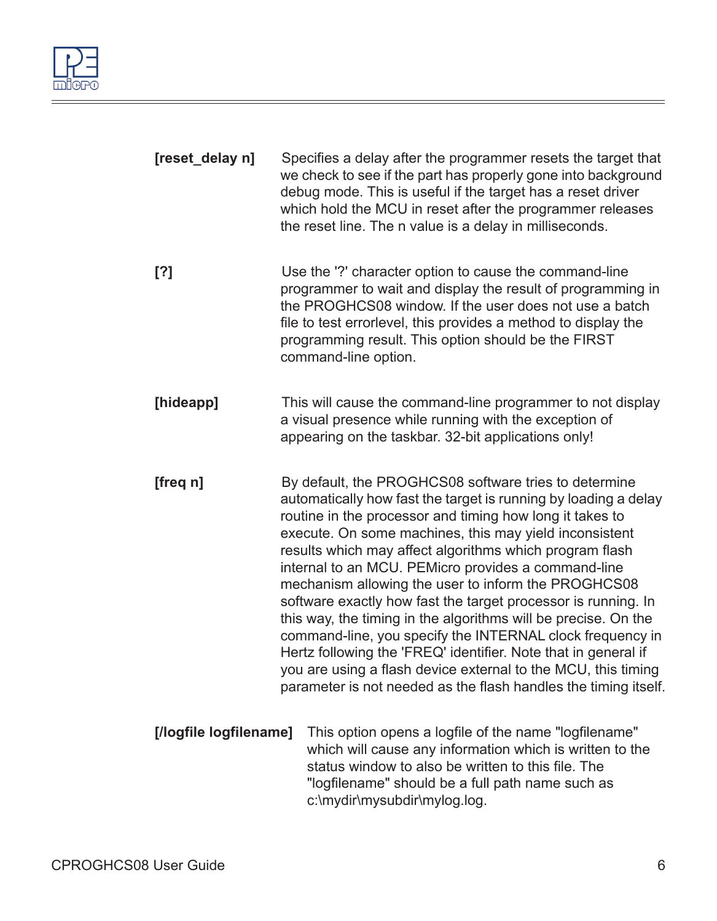**[reset_delay n]** Specifies a delay after the programmer resets the target that we check to see if the part has properly gone into background debug mode. This is useful if the target has a reset driver which hold the MCU in reset after the programmer releases the reset line. The n value is a delay in milliseconds.

**[?]** Use the '?' character option to cause the command-line programmer to wait and display the result of programming in the PROGHCS08 window. If the user does not use a batch file to test errorlevel, this provides a method to display the programming result. This option should be the FIRST command-line option.

**[hideapp]** This will cause the command-line programmer to not display a visual presence while running with the exception of appearing on the taskbar. 32-bit applications only!

**[freq n]** By default, the PROGHCS08 software tries to determine automatically how fast the target is running by loading a delay routine in the processor and timing how long it takes to execute. On some machines, this may yield inconsistent results which may affect algorithms which program flash internal to an MCU. PEMicro provides a command-line mechanism allowing the user to inform the PROGHCS08 software exactly how fast the target processor is running. In this way, the timing in the algorithms will be precise. On the command-line, you specify the INTERNAL clock frequency in Hertz following the 'FREQ' identifier. Note that in general if you are using a flash device external to the MCU, this timing parameter is not needed as the flash handles the timing itself.

**[/logfile logfilename]** This option opens a logfile of the name "logfilename" which will cause any information which is written to the status window to also be written to this file. The "logfilename" should be a full path name such as c:\mydir\mysubdir\mylog.log.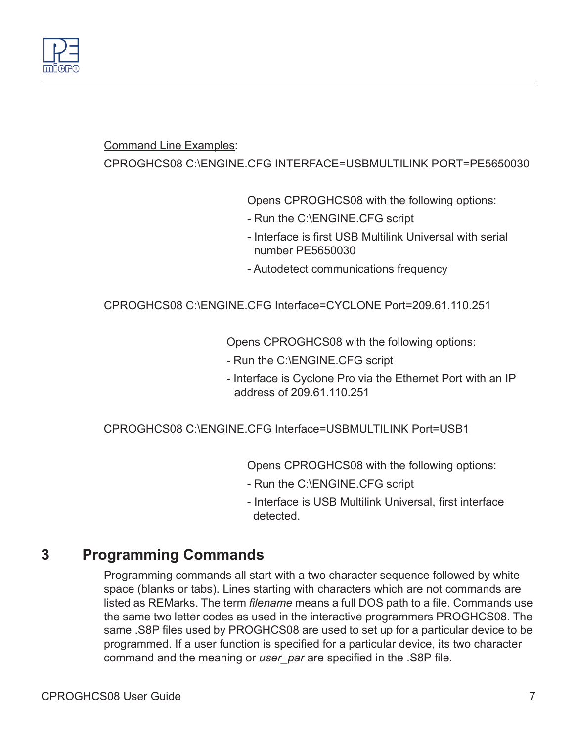Command Line Examples:

CPROGHCS08 C:\ENGINE.CFG INTERFACE=USBMULTILINK PORT=PE5650030

Opens CPROGHCS08 with the following options:

- Run the C:\ENGINE.CFG script
- Interface is first USB Multilink Universal with serial number PE5650030
- Autodetect communications frequency

CPROGHCS08 C:\ENGINE.CFG Interface=CYCLONE Port=209.61.110.251

Opens CPROGHCS08 with the following options:

- Run the C:\ENGINE.CFG script
- Interface is Cyclone Pro via the Ethernet Port with an IP address of 209.61.110.251

CPROGHCS08 C:\ENGINE.CFG Interface=USBMULTILINK Port=USB1

Opens CPROGHCS08 with the following options:

- Run the C:\ENGINE.CFG script
- Interface is USB Multilink Universal, first interface detected.

## 3 Programming Commands

Programming commands all start with a two character sequence followed by white space (blanks or tabs). Lines starting with characters which are not commands are listed as REMarks. The term *filename* means a full DOS path to a file. Commands use the same two letter codes as used in the interactive programmers PROGHCS08. The same .S8P files used by PROGHCS08 are used to set up for a particular device to be programmed. If a user function is specified for a particular device, its two character command and the meaning or *user_par* are specified in the .S8P file.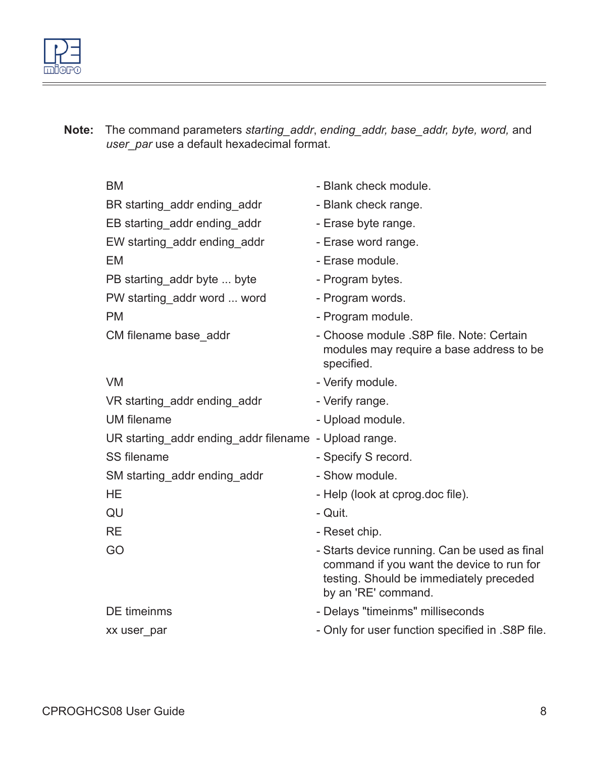**Note:** The command parameters *starting_addr*, *ending_addr, base_addr, byte, word,* and *user_par* use a default hexadecimal format.

| Command | Description |
|---|---|
| BM | - Blank check module. |
| BR starting_addr ending_addr | - Blank check range. |
| EB starting_addr ending_addr | - Erase byte range. |
| EW starting_addr ending_addr | - Erase word range. |
| EM | - Erase module. |
| PB starting_addr byte ... byte | - Program bytes. |
| PW starting_addr word ... word | - Program words. |
| PM | - Program module. |
| CM filename base_addr | - Choose module .S8P file. Note: Certain modules may require a base address to be specified. |
| VM | - Verify module. |
| VR starting_addr ending_addr | - Verify range. |
| UM filename | - Upload module. |
| UR starting_addr ending_addr filename | - Upload range. |
| SS filename | - Specify S record. |
| SM starting_addr ending_addr | - Show module. |
| HE | - Help (look at cprog.doc file). |
| QU | - Quit. |
| RE | - Reset chip. |
| GO | - Starts device running. Can be used as final command if you want the device to run for testing. Should be immediately preceded by an 'RE' command. |
| DE timeinms | - Delays "timeinms" milliseconds |
| xx user_par | - Only for user function specified in .S8P file. |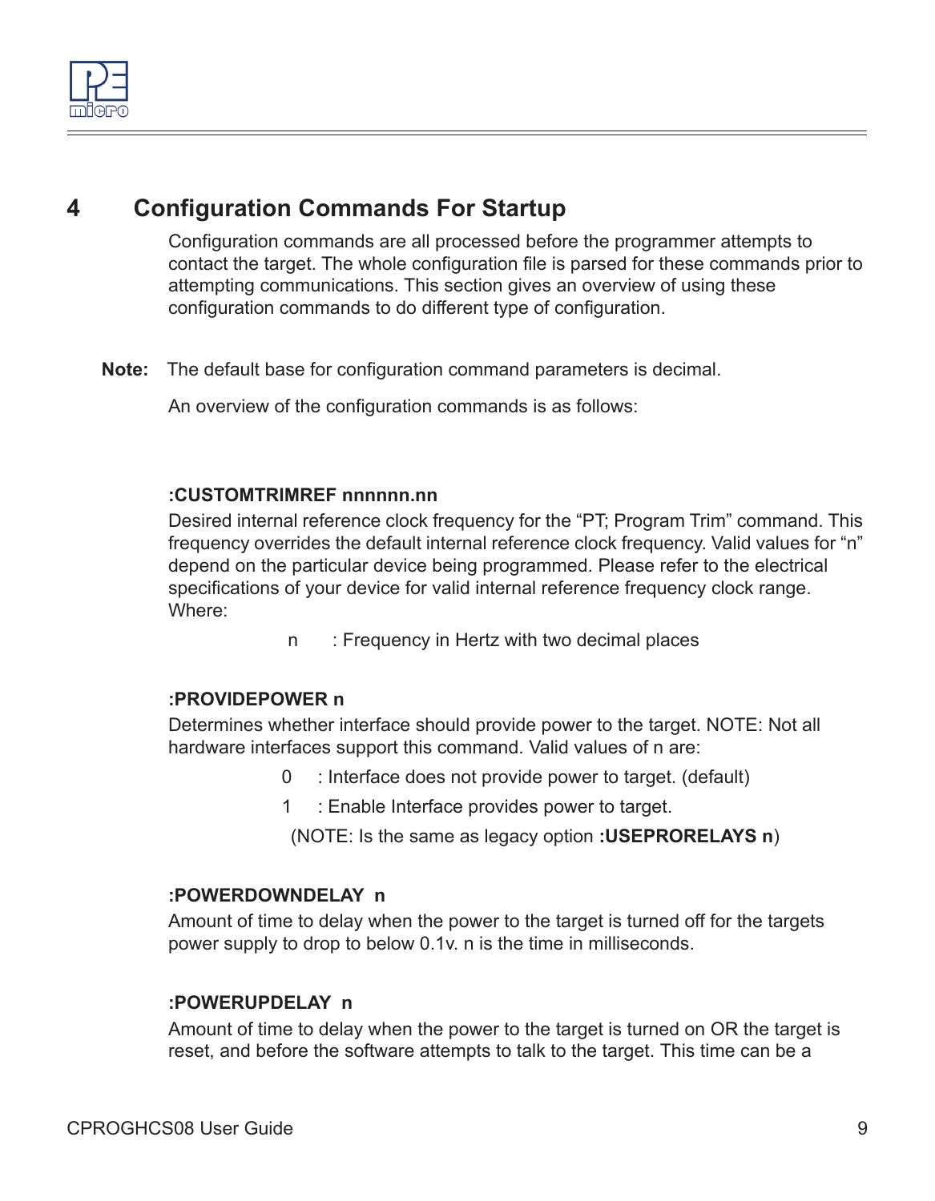# 4 Configuration Commands For Startup

Configuration commands are all processed before the programmer attempts to contact the target. The whole configuration file is parsed for these commands prior to attempting communications. This section gives an overview of using these configuration commands to do different type of configuration.

**Note:** The default base for configuration command parameters is decimal.

An overview of the configuration commands is as follows:

**:CUSTOMTRIMREF nnnnnn.nn**

Desired internal reference clock frequency for the “PT; Program Trim” command. This frequency overrides the default internal reference clock frequency. Valid values for “n” depend on the particular device being programmed. Please refer to the electrical specifications of your device for valid internal reference frequency clock range. Where:

n : Frequency in Hertz with two decimal places

**:PROVIDEPOWER n**

Determines whether interface should provide power to the target. NOTE: Not all hardware interfaces support this command. Valid values of n are:

0 : Interface does not provide power to target. (default)

1 : Enable Interface provides power to target.

(NOTE: Is the same as legacy option **:USEPRORELAYS n**)

**:POWERDOWNDELAY n**

Amount of time to delay when the power to the target is turned off for the targets power supply to drop to below 0.1v. n is the time in milliseconds.

**:POWERUPDELAY n**

Amount of time to delay when the power to the target is turned on OR the target is reset, and before the software attempts to talk to the target. This time can be a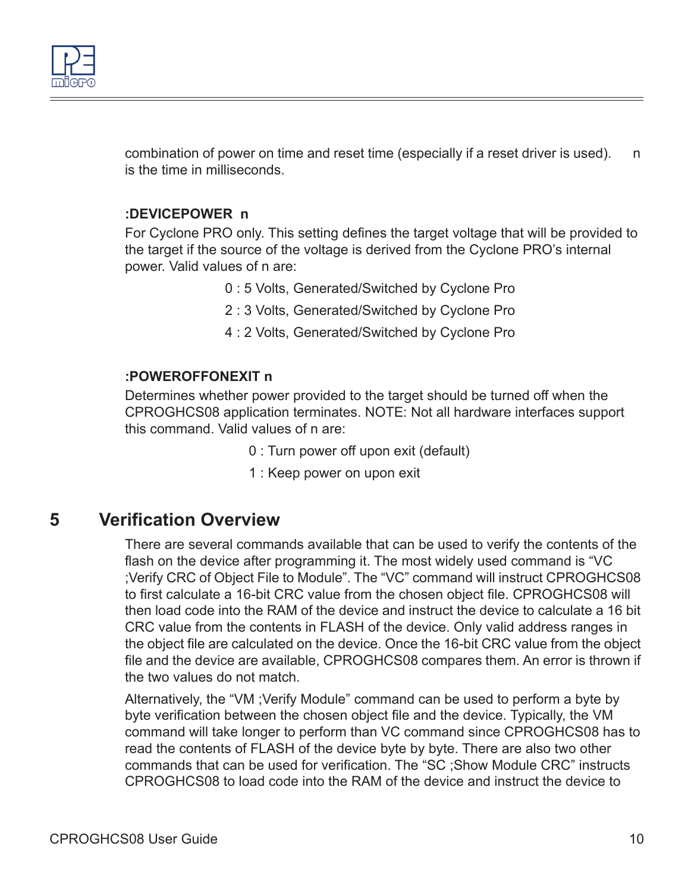combination of power on time and reset time (especially if a reset driver is used). n is the time in milliseconds.

**:DEVICEPOWER n**

For Cyclone PRO only. This setting defines the target voltage that will be provided to the target if the source of the voltage is derived from the Cyclone PRO's internal power. Valid values of n are:

0 : 5 Volts, Generated/Switched by Cyclone Pro

2 : 3 Volts, Generated/Switched by Cyclone Pro

4 : 2 Volts, Generated/Switched by Cyclone Pro

**:POWEROFFONEXIT n**

Determines whether power provided to the target should be turned off when the CPROGHCS08 application terminates. NOTE: Not all hardware interfaces support this command. Valid values of n are:

0 : Turn power off upon exit (default)

1 : Keep power on upon exit

# 5 Verification Overview

There are several commands available that can be used to verify the contents of the flash on the device after programming it. The most widely used command is "VC ;Verify CRC of Object File to Module". The "VC" command will instruct CPROGHCS08 to first calculate a 16-bit CRC value from the chosen object file. CPROGHCS08 will then load code into the RAM of the device and instruct the device to calculate a 16 bit CRC value from the contents in FLASH of the device. Only valid address ranges in the object file are calculated on the device. Once the 16-bit CRC value from the object file and the device are available, CPROGHCS08 compares them. An error is thrown if the two values do not match.

Alternatively, the "VM ;Verify Module" command can be used to perform a byte by byte verification between the chosen object file and the device. Typically, the VM command will take longer to perform than VC command since CPROGHCS08 has to read the contents of FLASH of the device byte by byte. There are also two other commands that can be used for verification. The "SC ;Show Module CRC" instructs CPROGHCS08 to load code into the RAM of the device and instruct the device to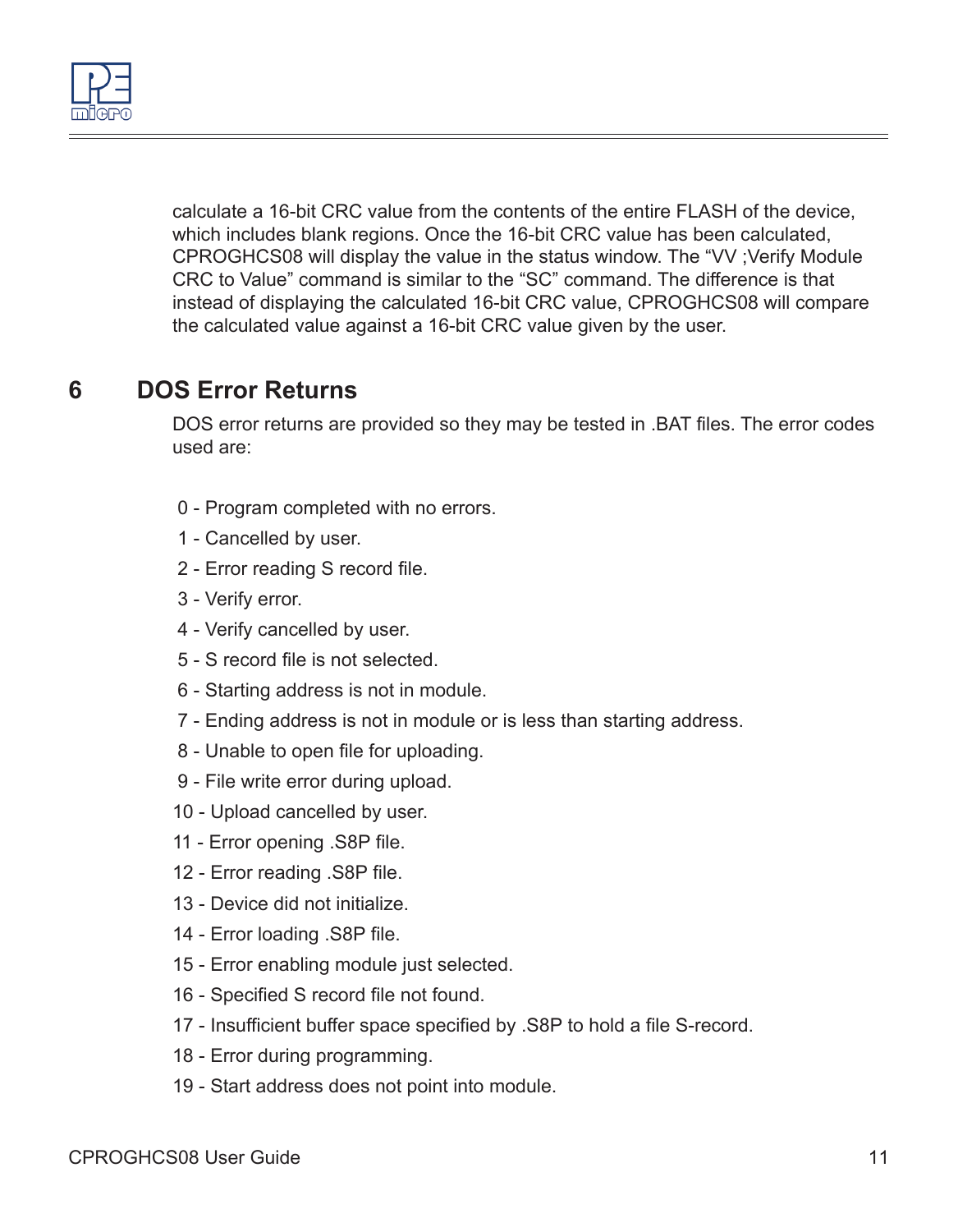calculate a 16-bit CRC value from the contents of the entire FLASH of the device, which includes blank regions. Once the 16-bit CRC value has been calculated, CPROGHCS08 will display the value in the status window. The “VV ;Verify Module CRC to Value” command is similar to the “SC” command. The difference is that instead of displaying the calculated 16-bit CRC value, CPROGHCS08 will compare the calculated value against a 16-bit CRC value given by the user.

# 6 DOS Error Returns

DOS error returns are provided so they may be tested in .BAT files. The error codes used are:

0 - Program completed with no errors.

1 - Cancelled by user.

2 - Error reading S record file.

3 - Verify error.

4 - Verify cancelled by user.

5 - S record file is not selected.

6 - Starting address is not in module.

7 - Ending address is not in module or is less than starting address.

8 - Unable to open file for uploading.

9 - File write error during upload.

10 - Upload cancelled by user.

11 - Error opening .S8P file.

12 - Error reading .S8P file.

13 - Device did not initialize.

14 - Error loading .S8P file.

15 - Error enabling module just selected.

16 - Specified S record file not found.

17 - Insufficient buffer space specified by .S8P to hold a file S-record.

18 - Error during programming.

19 - Start address does not point into module.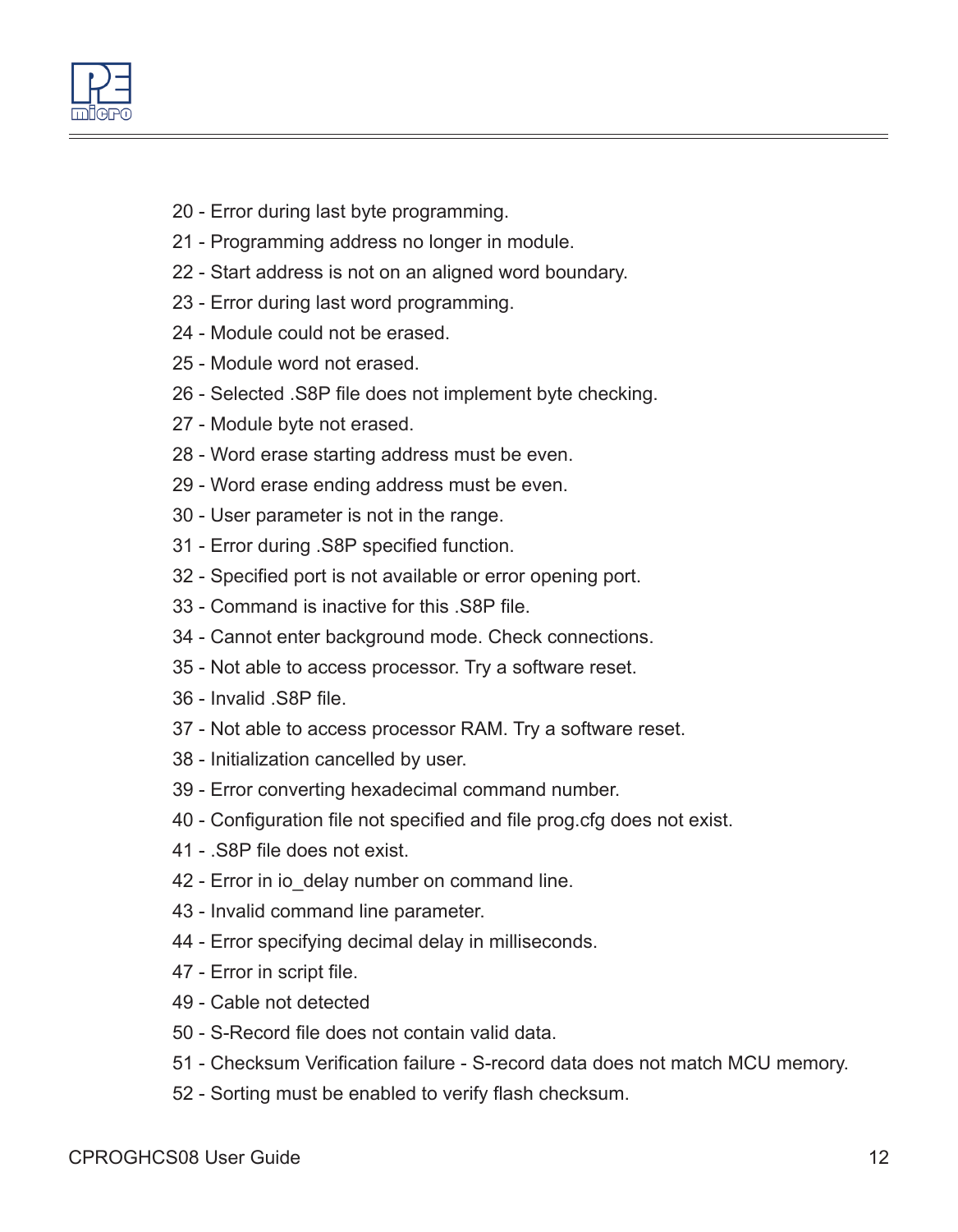20 - Error during last byte programming.

21 - Programming address no longer in module.

22 - Start address is not on an aligned word boundary.

23 - Error during last word programming.

24 - Module could not be erased.

25 - Module word not erased.

26 - Selected .S8P file does not implement byte checking.

27 - Module byte not erased.

28 - Word erase starting address must be even.

29 - Word erase ending address must be even.

30 - User parameter is not in the range.

31 - Error during .S8P specified function.

32 - Specified port is not available or error opening port.

33 - Command is inactive for this .S8P file.

34 - Cannot enter background mode. Check connections.

35 - Not able to access processor. Try a software reset.

36 - Invalid .S8P file.

37 - Not able to access processor RAM. Try a software reset.

38 - Initialization cancelled by user.

39 - Error converting hexadecimal command number.

40 - Configuration file not specified and file prog.cfg does not exist.

41 - .S8P file does not exist.

42 - Error in io_delay number on command line.

43 - Invalid command line parameter.

44 - Error specifying decimal delay in milliseconds.

47 - Error in script file.

49 - Cable not detected

50 - S-Record file does not contain valid data.

51 - Checksum Verification failure - S-record data does not match MCU memory.

52 - Sorting must be enabled to verify flash checksum.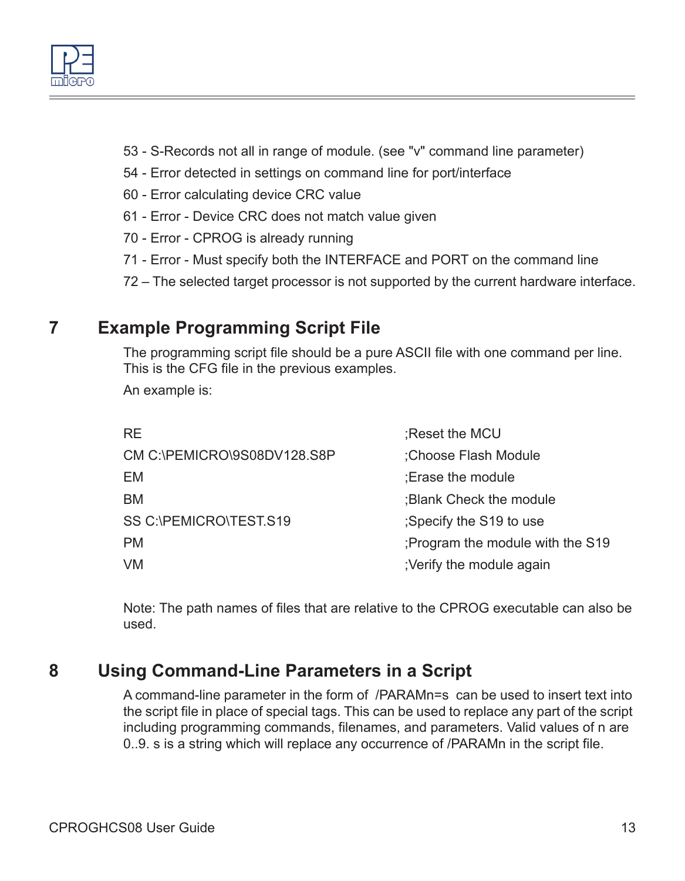53 - S-Records not all in range of module. (see "v" command line parameter)

54 - Error detected in settings on command line for port/interface

60 - Error calculating device CRC value

61 - Error - Device CRC does not match value given

70 - Error - CPROG is already running

71 - Error - Must specify both the INTERFACE and PORT on the command line

72 – The selected target processor is not supported by the current hardware interface.

# 7 Example Programming Script File

The programming script file should be a pure ASCII file with one command per line. This is the CFG file in the previous examples.

An example is:

```
RE                                  ;Reset the MCU
CM C:\PEMICRO\9S08DV128.S8P         ;Choose Flash Module
EM                                  ;Erase the module
BM                                  ;Blank Check the module
SS C:\PEMICRO\TEST.S19              ;Specify the S19 to use
PM                                  ;Program the module with the S19
VM                                  ;Verify the module again
```

Note: The path names of files that are relative to the CPROG executable can also be used.

# 8 Using Command-Line Parameters in a Script

A command-line parameter in the form of /PARAMn=s can be used to insert text into the script file in place of special tags. This can be used to replace any part of the script including programming commands, filenames, and parameters. Valid values of n are 0..9. s is a string which will replace any occurrence of /PARAMn in the script file.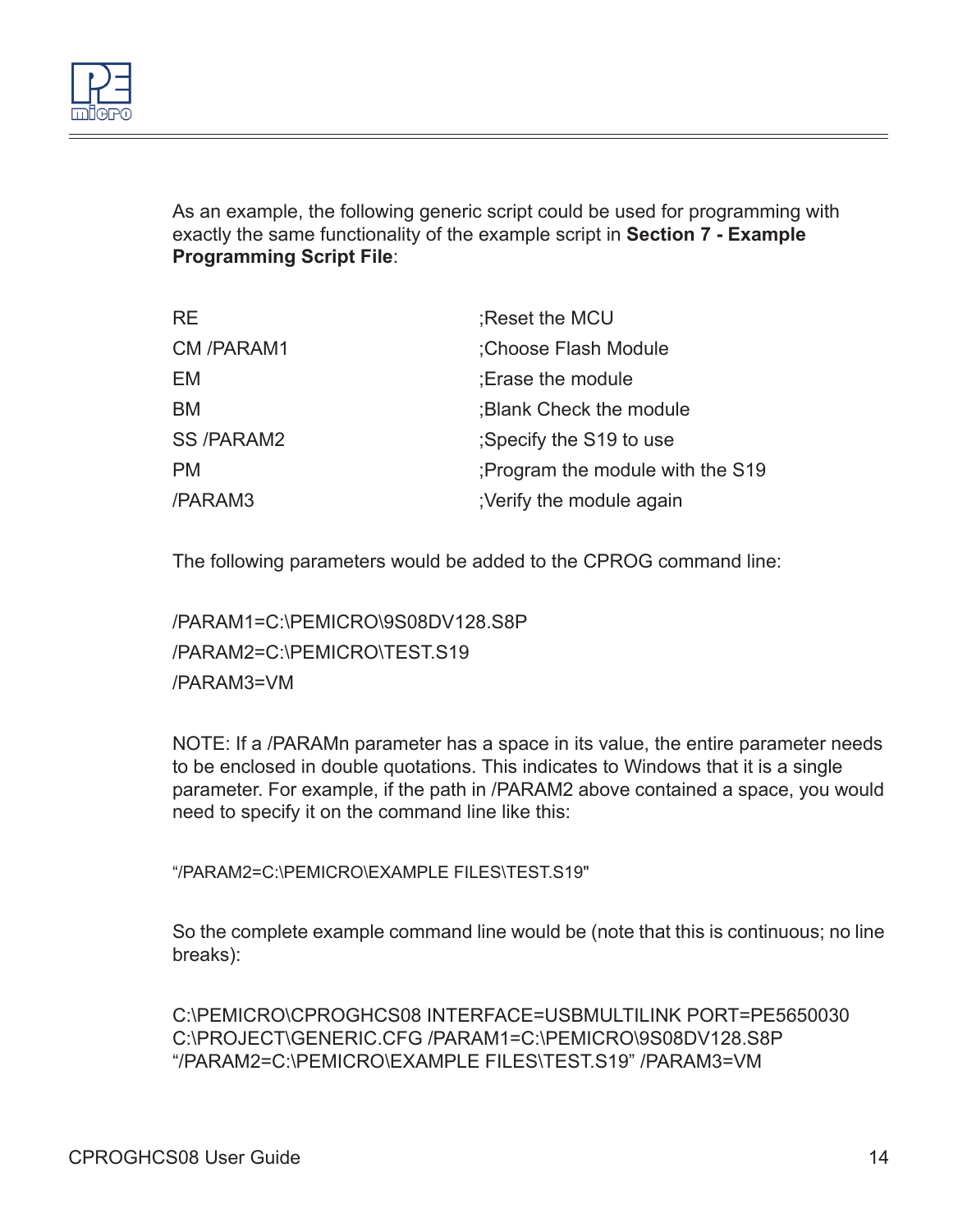As an example, the following generic script could be used for programming with exactly the same functionality of the example script in **Section 7 - Example Programming Script File**:

```
RE                  ;Reset the MCU
CM /PARAM1          ;Choose Flash Module
EM                  ;Erase the module
BM                  ;Blank Check the module
SS /PARAM2          ;Specify the S19 to use
PM                  ;Program the module with the S19
/PARAM3             ;Verify the module again
```

The following parameters would be added to the CPROG command line:

```
/PARAM1=C:\PEMICRO\9S08DV128.S8P
/PARAM2=C:\PEMICRO\TEST.S19
/PARAM3=VM
```

NOTE: If a /PARAMn parameter has a space in its value, the entire parameter needs to be enclosed in double quotations. This indicates to Windows that it is a single parameter. For example, if the path in /PARAM2 above contained a space, you would need to specify it on the command line like this:

```
"/PARAM2=C:\PEMICRO\EXAMPLE FILES\TEST.S19"
```

So the complete example command line would be (note that this is continuous; no line breaks):

```
C:\PEMICRO\CPROGHCS08 INTERFACE=USBMULTILINK PORT=PE5650030 C:\PROJECT\GENERIC.CFG /PARAM1=C:\PEMICRO\9S08DV128.S8P "/PARAM2=C:\PEMICRO\EXAMPLE FILES\TEST.S19" /PARAM3=VM
```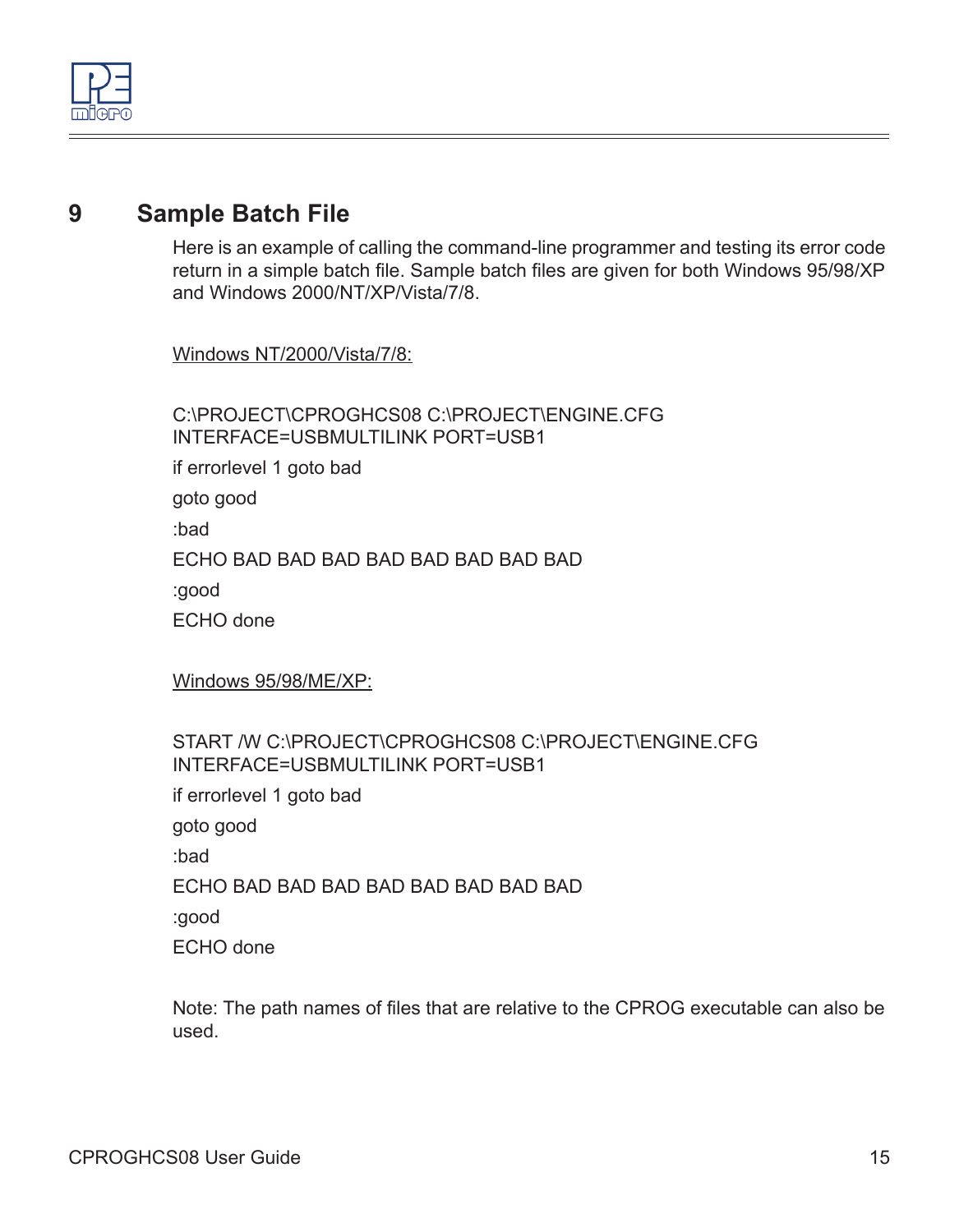# 9 Sample Batch File

Here is an example of calling the command-line programmer and testing its error code return in a simple batch file. Sample batch files are given for both Windows 95/98/XP and Windows 2000/NT/XP/Vista/7/8.

<u>Windows NT/2000/Vista/7/8:</u>

```
C:\PROJECT\CPROGHCS08 C:\PROJECT\ENGINE.CFG
INTERFACE=USBMULTILINK PORT=USB1
if errorlevel 1 goto bad
goto good
:bad
ECHO BAD BAD BAD BAD BAD BAD BAD BAD
:good
ECHO done
```

<u>Windows 95/98/ME/XP:</u>

```
START /W C:\PROJECT\CPROGHCS08 C:\PROJECT\ENGINE.CFG
INTERFACE=USBMULTILINK PORT=USB1
if errorlevel 1 goto bad
goto good
:bad
ECHO BAD BAD BAD BAD BAD BAD BAD BAD
:good
ECHO done
```

Note: The path names of files that are relative to the CPROG executable can also be used.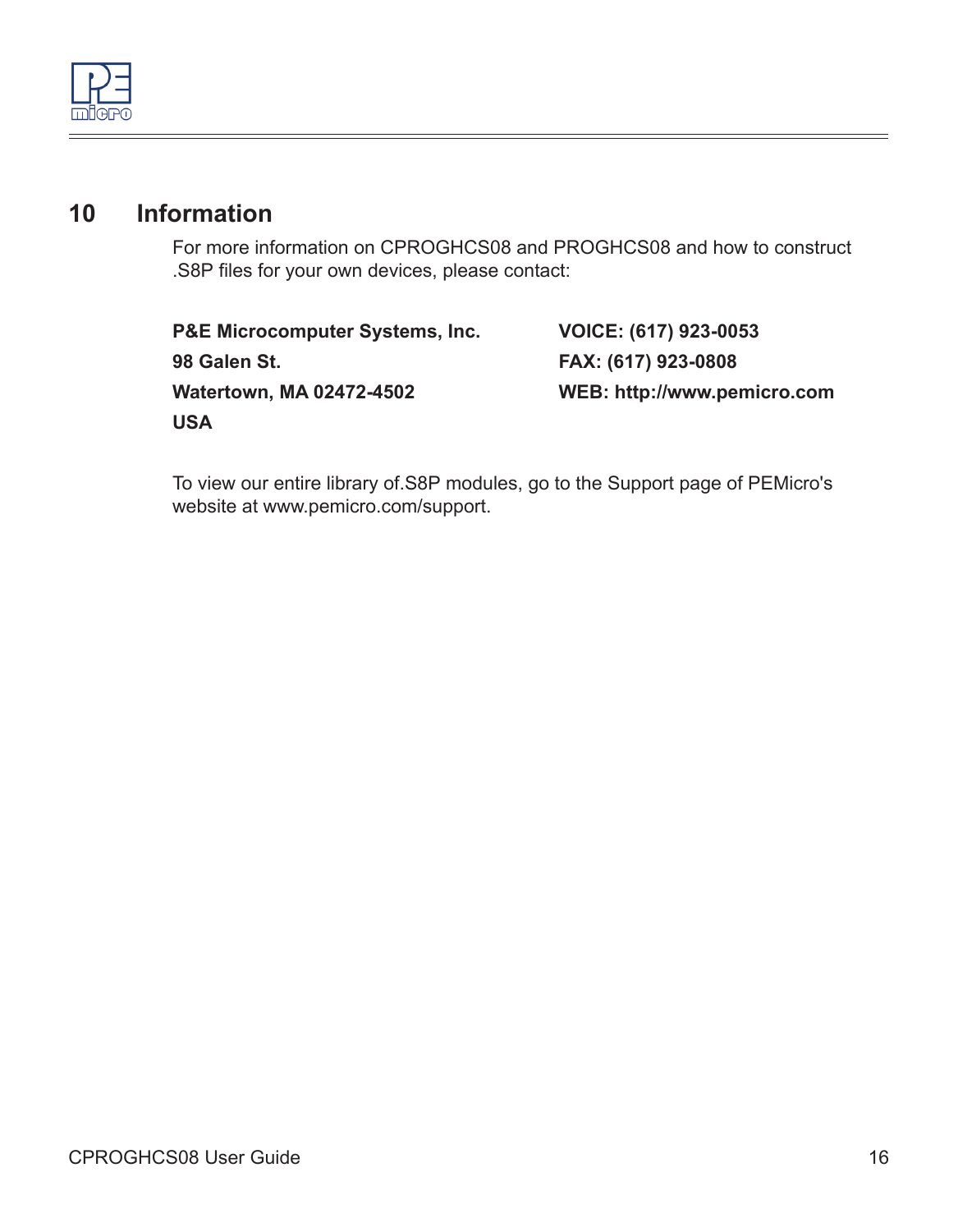# 10 Information

For more information on CPROGHCS08 and PROGHCS08 and how to construct .S8P files for your own devices, please contact:

**P&E Microcomputer Systems, Inc.**
**98 Galen St.**
**Watertown, MA 02472-4502**
**USA**

**VOICE: (617) 923-0053**
**FAX: (617) 923-0808**
**WEB: http://www.pemicro.com**

To view our entire library of.S8P modules, go to the Support page of PEMicro's website at www.pemicro.com/support.